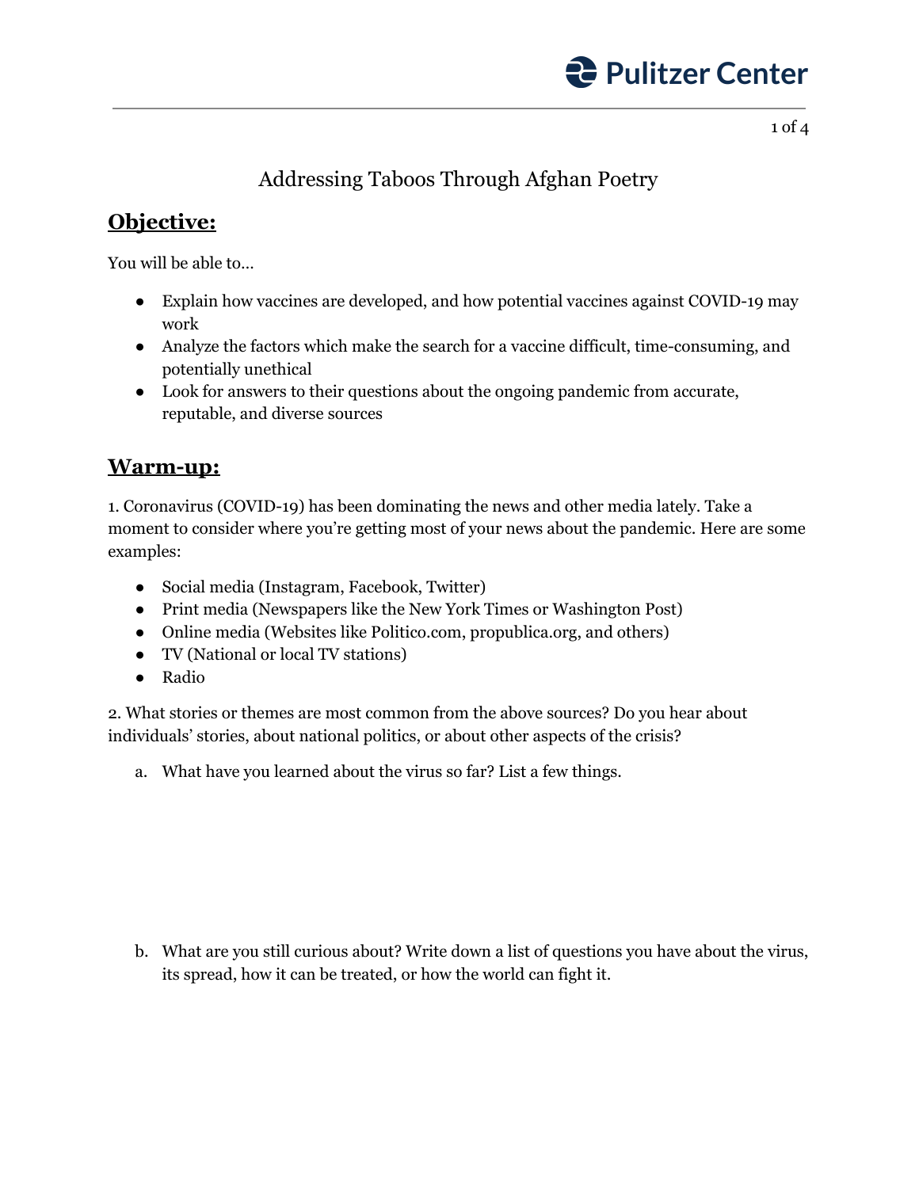# Addressing Taboos Through Afghan Poetry

## Objective:

You will be able to...

- Explain how vaccines are developed, and how potential vaccines against COVID-19 may work
- Analyze the factors which make the search for a vaccine difficult, time-consuming, and potentially unethical
- Look for answers to their questions about the ongoing pandemic from accurate, reputable, and diverse sources

## Warm-up:

1. Coronavirus (COVID-19) has been dominating the news and other media lately. Take a moment to consider where you're getting most of your news about the pandemic. Here are some examples:

- Social media (Instagram, Facebook, Twitter)
- Print media (Newspapers like the New York Times or Washington Post)
- Online media (Websites like Politico.com, propublica.org, and others)
- TV (National or local TV stations)
- Radio

2. What stories or themes are most common from the above sources? Do you hear about individuals' stories, about national politics, or about other aspects of the crisis?

   a. What have you learned about the virus so far? List a few things.

   b. What are you still curious about? Write down a list of questions you have about the virus, its spread, how it can be treated, or how the world can fight it.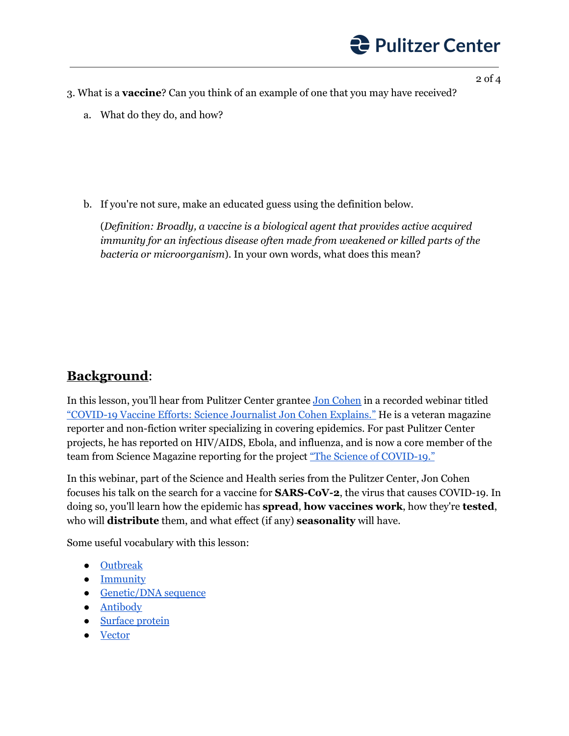3. What is a **vaccine**? Can you think of an example of one that you may have received?

    a. What do they do, and how?

    b. If you're not sure, make an educated guess using the definition below.

    (*Definition: Broadly, a vaccine is a biological agent that provides active acquired immunity for an infectious disease often made from weakened or killed parts of the bacteria or microorganism*). In your own words, what does this mean?

## **Background**:

In this lesson, you'll hear from Pulitzer Center grantee [Jon Cohen]() in a recorded webinar titled ["COVID-19 Vaccine Efforts: Science Journalist Jon Cohen Explains."]() He is a veteran magazine reporter and non-fiction writer specializing in covering epidemics. For past Pulitzer Center projects, he has reported on HIV/AIDS, Ebola, and influenza, and is now a core member of the team from Science Magazine reporting for the project ["The Science of COVID-19."]()

In this webinar, part of the Science and Health series from the Pulitzer Center, Jon Cohen focuses his talk on the search for a vaccine for **SARS-CoV-2**, the virus that causes COVID-19. In doing so, you'll learn how the epidemic has **spread**, **how vaccines work**, how they're **tested**, who will **distribute** them, and what effect (if any) **seasonality** will have.

Some useful vocabulary with this lesson:

- [Outbreak]()
- [Immunity]()
- [Genetic/DNA sequence]()
- [Antibody]()
- [Surface protein]()
- [Vector]()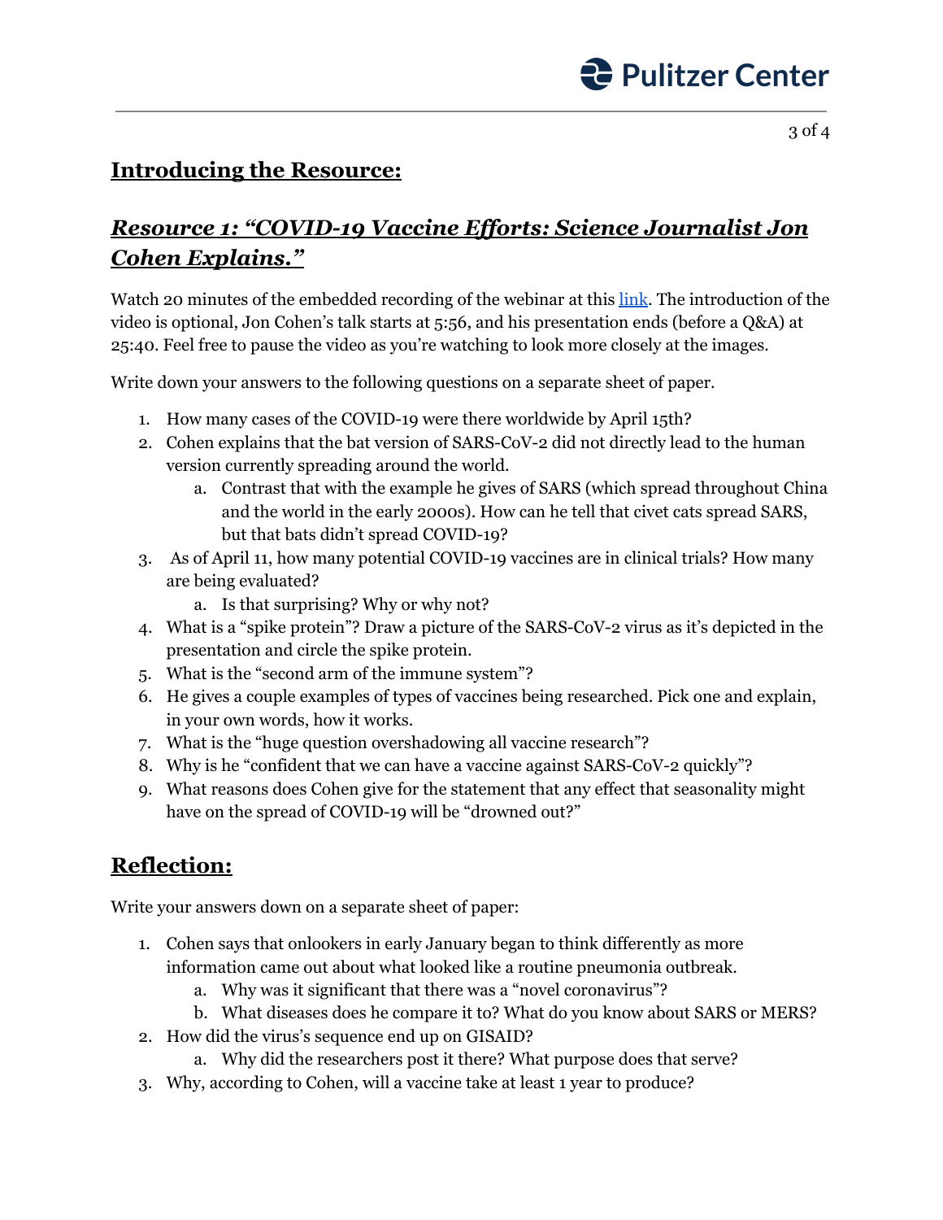## Introducing the Resource:

## *Resource 1: "COVID-19 Vaccine Efforts: Science Journalist Jon Cohen Explains."*

Watch 20 minutes of the embedded recording of the webinar at this [link](). The introduction of the video is optional, Jon Cohen's talk starts at 5:56, and his presentation ends (before a Q&A) at 25:40. Feel free to pause the video as you're watching to look more closely at the images.

Write down your answers to the following questions on a separate sheet of paper.

1. How many cases of the COVID-19 were there worldwide by April 15th?
2. Cohen explains that the bat version of SARS-CoV-2 did not directly lead to the human version currently spreading around the world.
   a. Contrast that with the example he gives of SARS (which spread throughout China and the world in the early 2000s). How can he tell that civet cats spread SARS, but that bats didn't spread COVID-19?
3. As of April 11, how many potential COVID-19 vaccines are in clinical trials? How many are being evaluated?
   a. Is that surprising? Why or why not?
4. What is a "spike protein"? Draw a picture of the SARS-CoV-2 virus as it's depicted in the presentation and circle the spike protein.
5. What is the "second arm of the immune system"?
6. He gives a couple examples of types of vaccines being researched. Pick one and explain, in your own words, how it works.
7. What is the "huge question overshadowing all vaccine research"?
8. Why is he "confident that we can have a vaccine against SARS-CoV-2 quickly"?
9. What reasons does Cohen give for the statement that any effect that seasonality might have on the spread of COVID-19 will be "drowned out?"

## Reflection:

Write your answers down on a separate sheet of paper:

1. Cohen says that onlookers in early January began to think differently as more information came out about what looked like a routine pneumonia outbreak.
   a. Why was it significant that there was a "novel coronavirus"?
   b. What diseases does he compare it to? What do you know about SARS or MERS?
2. How did the virus's sequence end up on GISAID?
   a. Why did the researchers post it there? What purpose does that serve?
3. Why, according to Cohen, will a vaccine take at least 1 year to produce?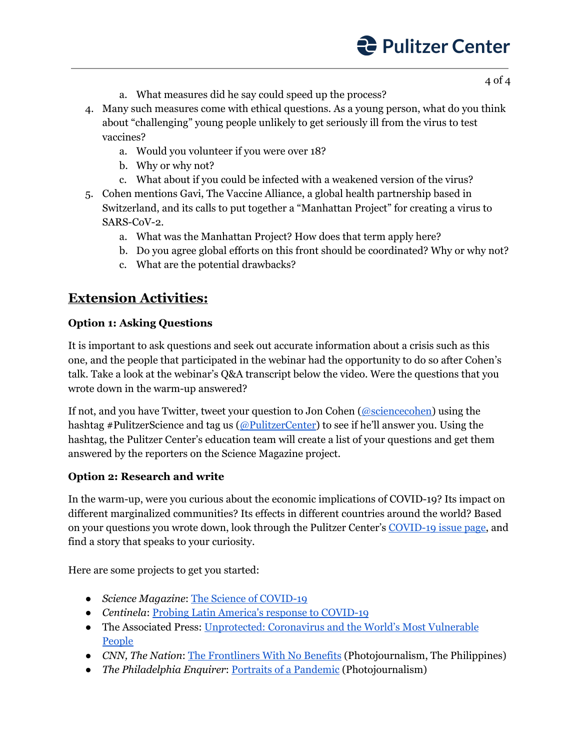a. What measures did he say could speed up the process?

4. Many such measures come with ethical questions. As a young person, what do you think about "challenging" young people unlikely to get seriously ill from the virus to test vaccines?
   a. Would you volunteer if you were over 18?
   b. Why or why not?
   c. What about if you could be infected with a weakened version of the virus?
5. Cohen mentions Gavi, The Vaccine Alliance, a global health partnership based in Switzerland, and its calls to put together a "Manhattan Project" for creating a virus to SARS-CoV-2.
   a. What was the Manhattan Project? How does that term apply here?
   b. Do you agree global efforts on this front should be coordinated? Why or why not?
   c. What are the potential drawbacks?

## Extension Activities:

### Option 1: Asking Questions

It is important to ask questions and seek out accurate information about a crisis such as this one, and the people that participated in the webinar had the opportunity to do so after Cohen's talk. Take a look at the webinar's Q&A transcript below the video. Were the questions that you wrote down in the warm-up answered?

If not, and you have Twitter, tweet your question to Jon Cohen (@sciencecohen) using the hashtag #PulitzerScience and tag us (@PulitzerCenter) to see if he'll answer you. Using the hashtag, the Pulitzer Center's education team will create a list of your questions and get them answered by the reporters on the Science Magazine project.

### Option 2: Research and write

In the warm-up, were you curious about the economic implications of COVID-19? Its impact on different marginalized communities? Its effects in different countries around the world? Based on your questions you wrote down, look through the Pulitzer Center's COVID-19 issue page, and find a story that speaks to your curiosity.

Here are some projects to get you started:

- *Science Magazine*: The Science of COVID-19
- *Centinela*: Probing Latin America's response to COVID-19
- The Associated Press: Unprotected: Coronavirus and the World's Most Vulnerable People
- *CNN, The Nation*: The Frontliners With No Benefits (Photojournalism, The Philippines)
- *The Philadelphia Enquirer*: Portraits of a Pandemic (Photojournalism)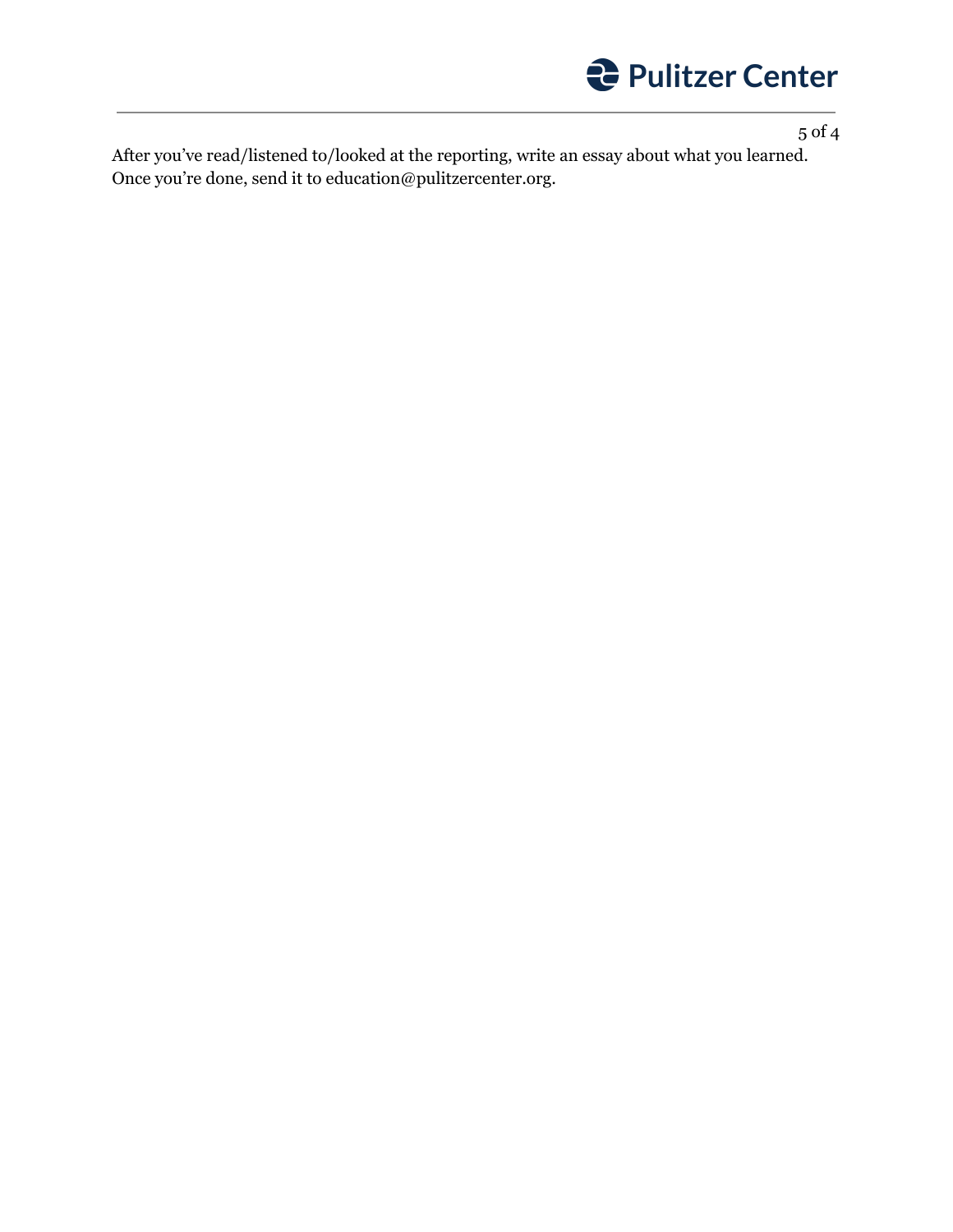After you've read/listened to/looked at the reporting, write an essay about what you learned. Once you're done, send it to education@pulitzercenter.org.